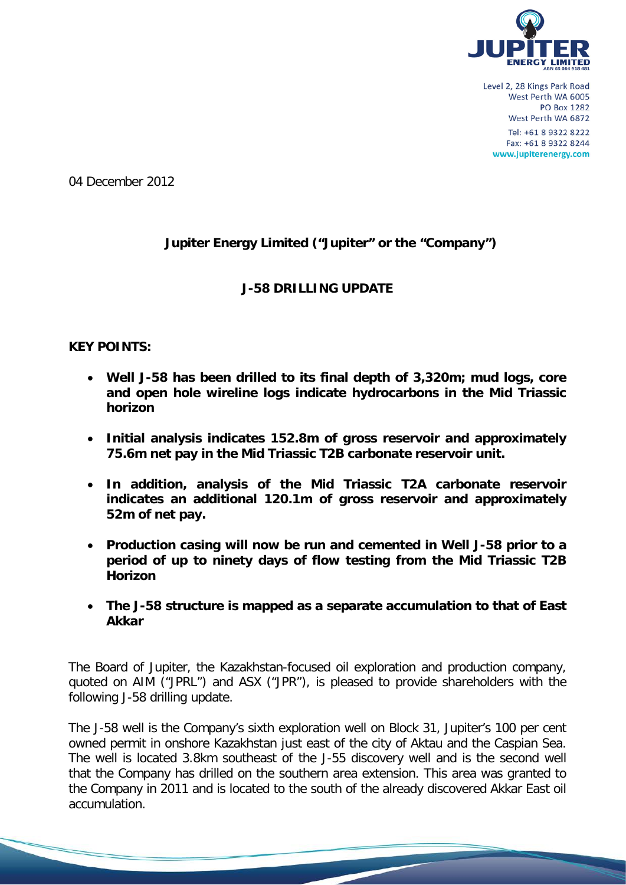Level 2, 28 Kings Park Road
West Perth WA 6005
PO Box 1282
West Perth WA 6872
Tel: +61 8 9322 8222
Fax: +61 8 9322 8244
www.jupiterenergy.com

04 December 2012

## Jupiter Energy Limited ("Jupiter" or the "Company")

## J-58 DRILLING UPDATE

**KEY POINTS:**

- **Well J-58 has been drilled to its final depth of 3,320m; mud logs, core and open hole wireline logs indicate hydrocarbons in the Mid Triassic horizon**
- **Initial analysis indicates 152.8m of gross reservoir and approximately 75.6m net pay in the Mid Triassic T2B carbonate reservoir unit.**
- **In addition, analysis of the Mid Triassic T2A carbonate reservoir indicates an additional 120.1m of gross reservoir and approximately 52m of net pay.**
- **Production casing will now be run and cemented in Well J-58 prior to a period of up to ninety days of flow testing from the Mid Triassic T2B Horizon**
- **The J-58 structure is mapped as a separate accumulation to that of East Akkar**

The Board of Jupiter, the Kazakhstan-focused oil exploration and production company, quoted on AIM ("JPRL") and ASX ("JPR"), is pleased to provide shareholders with the following J-58 drilling update.

The J-58 well is the Company's sixth exploration well on Block 31, Jupiter's 100 per cent owned permit in onshore Kazakhstan just east of the city of Aktau and the Caspian Sea. The well is located 3.8km southeast of the J-55 discovery well and is the second well that the Company has drilled on the southern area extension. This area was granted to the Company in 2011 and is located to the south of the already discovered Akkar East oil accumulation.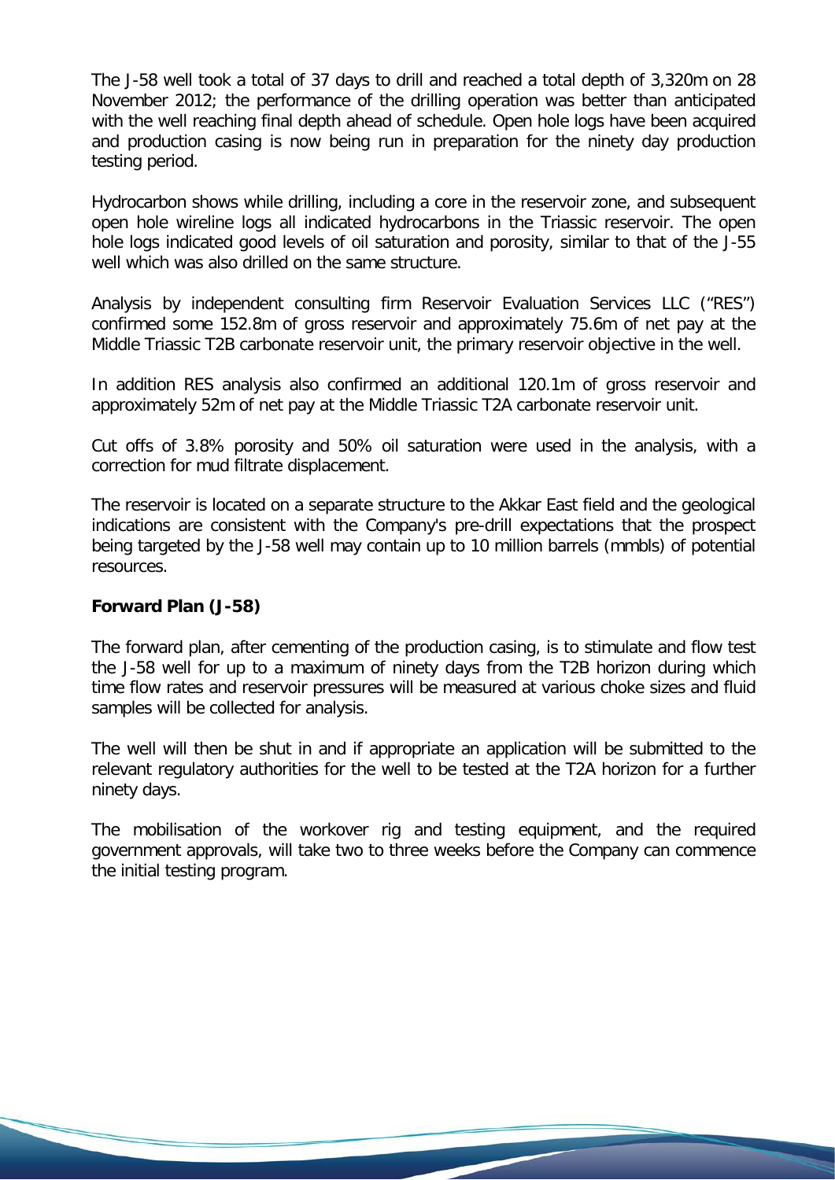The J-58 well took a total of 37 days to drill and reached a total depth of 3,320m on 28 November 2012; the performance of the drilling operation was better than anticipated with the well reaching final depth ahead of schedule. Open hole logs have been acquired and production casing is now being run in preparation for the ninety day production testing period.

Hydrocarbon shows while drilling, including a core in the reservoir zone, and subsequent open hole wireline logs all indicated hydrocarbons in the Triassic reservoir. The open hole logs indicated good levels of oil saturation and porosity, similar to that of the J-55 well which was also drilled on the same structure.

Analysis by independent consulting firm Reservoir Evaluation Services LLC ("RES") confirmed some 152.8m of gross reservoir and approximately 75.6m of net pay at the Middle Triassic T2B carbonate reservoir unit, the primary reservoir objective in the well.

In addition RES analysis also confirmed an additional 120.1m of gross reservoir and approximately 52m of net pay at the Middle Triassic T2A carbonate reservoir unit.

Cut offs of 3.8% porosity and 50% oil saturation were used in the analysis, with a correction for mud filtrate displacement.

The reservoir is located on a separate structure to the Akkar East field and the geological indications are consistent with the Company's pre-drill expectations that the prospect being targeted by the J-58 well may contain up to 10 million barrels (mmbls) of potential resources.

**Forward Plan (J-58)**

The forward plan, after cementing of the production casing, is to stimulate and flow test the J-58 well for up to a maximum of ninety days from the T2B horizon during which time flow rates and reservoir pressures will be measured at various choke sizes and fluid samples will be collected for analysis.

The well will then be shut in and if appropriate an application will be submitted to the relevant regulatory authorities for the well to be tested at the T2A horizon for a further ninety days.

The mobilisation of the workover rig and testing equipment, and the required government approvals, will take two to three weeks before the Company can commence the initial testing program.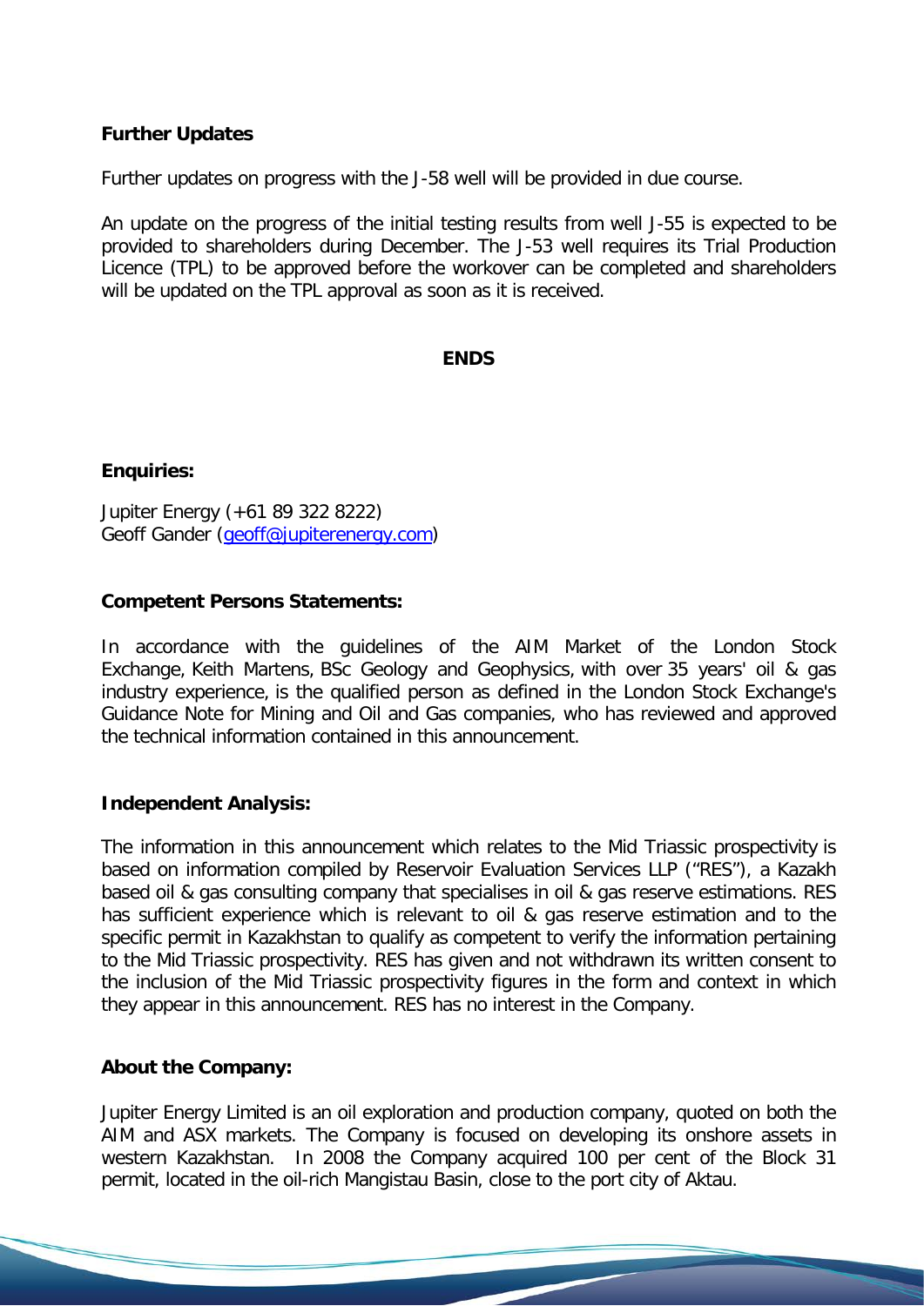**Further Updates**

Further updates on progress with the J-58 well will be provided in due course.

An update on the progress of the initial testing results from well J-55 is expected to be provided to shareholders during December. The J-53 well requires its Trial Production Licence (TPL) to be approved before the workover can be completed and shareholders will be updated on the TPL approval as soon as it is received.

**ENDS**

**Enquiries:**

Jupiter Energy (+61 89 322 8222)
Geoff Gander (geoff@jupiterenergy.com)

**Competent Persons Statements:**

In accordance with the guidelines of the AIM Market of the London Stock Exchange, Keith Martens, BSc Geology and Geophysics, with over 35 years' oil & gas industry experience, is the qualified person as defined in the London Stock Exchange's Guidance Note for Mining and Oil and Gas companies, who has reviewed and approved the technical information contained in this announcement.

**Independent Analysis:**

The information in this announcement which relates to the Mid Triassic prospectivity is based on information compiled by Reservoir Evaluation Services LLP ("RES"), a Kazakh based oil & gas consulting company that specialises in oil & gas reserve estimations. RES has sufficient experience which is relevant to oil & gas reserve estimation and to the specific permit in Kazakhstan to qualify as competent to verify the information pertaining to the Mid Triassic prospectivity. RES has given and not withdrawn its written consent to the inclusion of the Mid Triassic prospectivity figures in the form and context in which they appear in this announcement. RES has no interest in the Company.

**About the Company:**

Jupiter Energy Limited is an oil exploration and production company, quoted on both the AIM and ASX markets. The Company is focused on developing its onshore assets in western Kazakhstan. In 2008 the Company acquired 100 per cent of the Block 31 permit, located in the oil-rich Mangistau Basin, close to the port city of Aktau.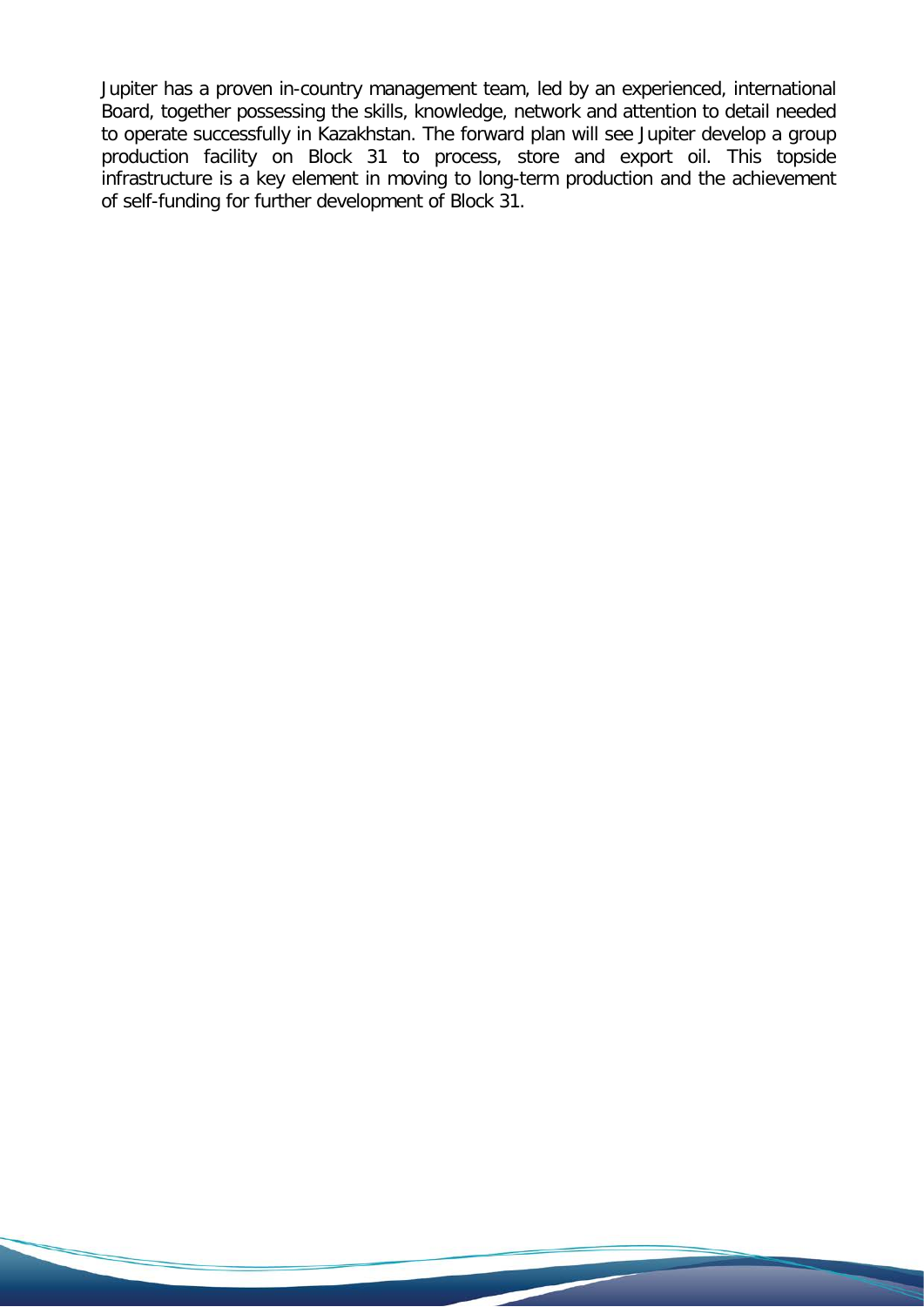Jupiter has a proven in-country management team, led by an experienced, international Board, together possessing the skills, knowledge, network and attention to detail needed to operate successfully in Kazakhstan. The forward plan will see Jupiter develop a group production facility on Block 31 to process, store and export oil. This topside infrastructure is a key element in moving to long-term production and the achievement of self-funding for further development of Block 31.